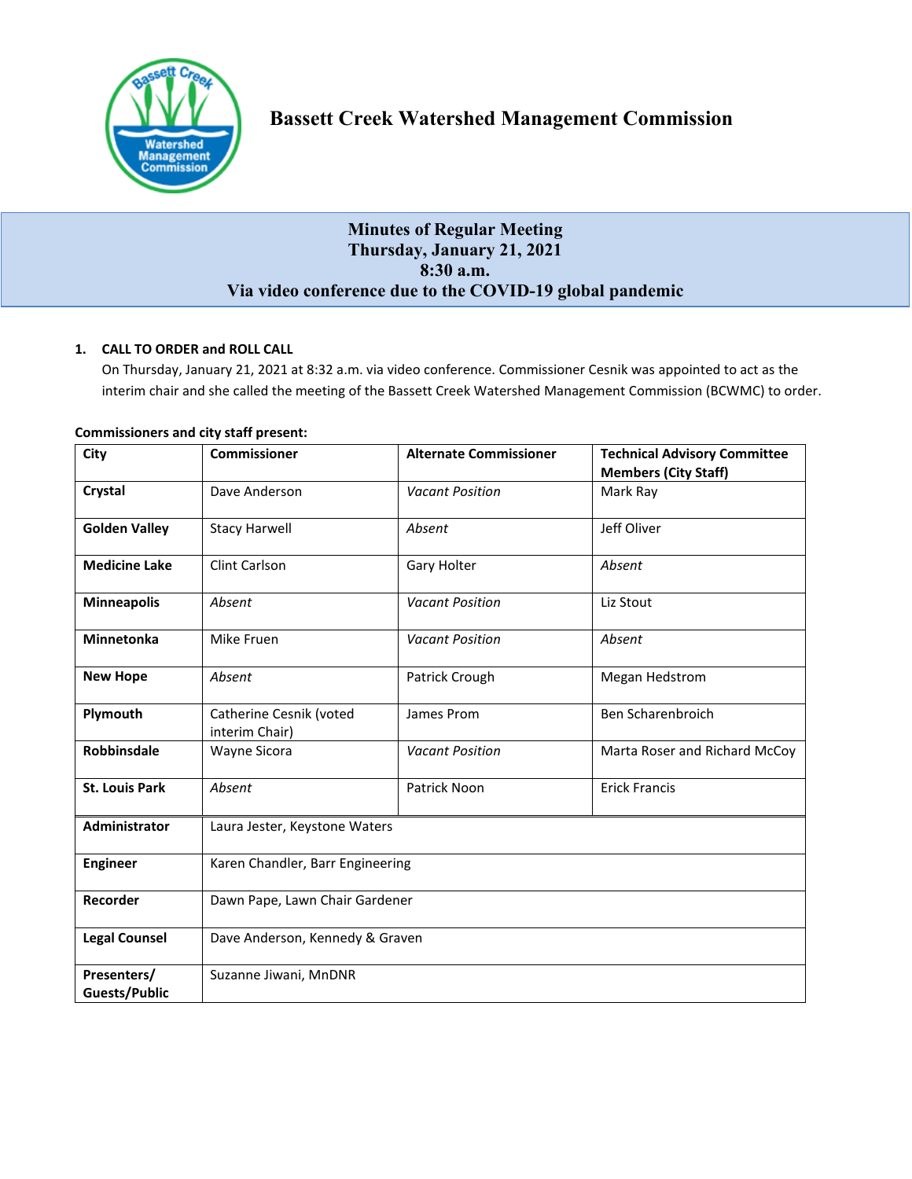# Bassett Creek Watershed Management Commission

## Minutes of Regular Meeting
## Thursday, January 21, 2021
## 8:30 a.m.
## Via video conference due to the COVID-19 global pandemic

**1. CALL TO ORDER and ROLL CALL**

On Thursday, January 21, 2021 at 8:32 a.m. via video conference. Commissioner Cesnik was appointed to act as the interim chair and she called the meeting of the Bassett Creek Watershed Management Commission (BCWMC) to order.

**Commissioners and city staff present:**

| City | Commissioner | Alternate Commissioner | Technical Advisory Committee Members (City Staff) |
|---|---|---|---|
| **Crystal** | Dave Anderson | *Vacant Position* | Mark Ray |
| **Golden Valley** | Stacy Harwell | *Absent* | Jeff Oliver |
| **Medicine Lake** | Clint Carlson | Gary Holter | *Absent* |
| **Minneapolis** | *Absent* | *Vacant Position* | Liz Stout |
| **Minnetonka** | Mike Fruen | *Vacant Position* | *Absent* |
| **New Hope** | *Absent* | Patrick Crough | Megan Hedstrom |
| **Plymouth** | Catherine Cesnik (voted interim Chair) | James Prom | Ben Scharenbroich |
| **Robbinsdale** | Wayne Sicora | *Vacant Position* | Marta Roser and Richard McCoy |
| **St. Louis Park** | *Absent* | Patrick Noon | Erick Francis |
| **Administrator** | Laura Jester, Keystone Waters | | |
| **Engineer** | Karen Chandler, Barr Engineering | | |
| **Recorder** | Dawn Pape, Lawn Chair Gardener | | |
| **Legal Counsel** | Dave Anderson, Kennedy & Graven | | |
| **Presenters/ Guests/Public** | Suzanne Jiwani, MnDNR | | |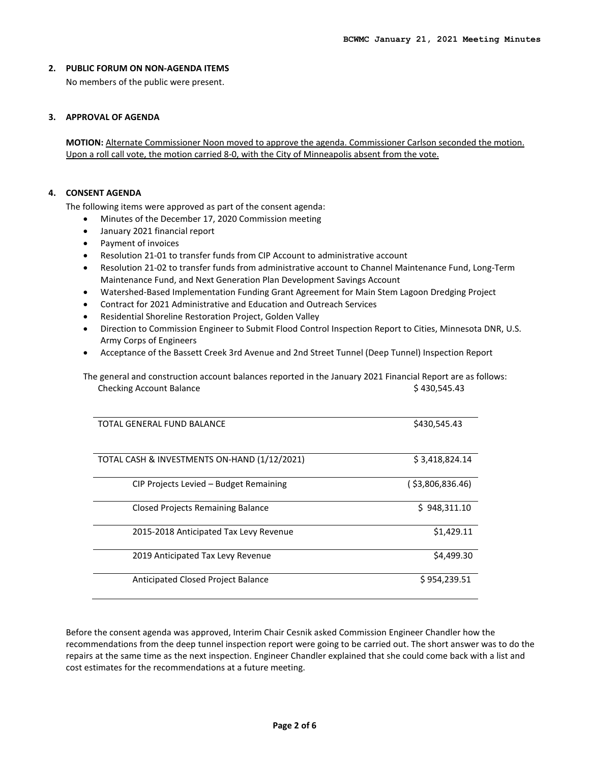**2. PUBLIC FORUM ON NON-AGENDA ITEMS**

No members of the public were present.

**3. APPROVAL OF AGENDA**

**MOTION:** Alternate Commissioner Noon moved to approve the agenda. Commissioner Carlson seconded the motion. Upon a roll call vote, the motion carried 8-0, with the City of Minneapolis absent from the vote.

**4. CONSENT AGENDA**

The following items were approved as part of the consent agenda:

- Minutes of the December 17, 2020 Commission meeting
- January 2021 financial report
- Payment of invoices
- Resolution 21-01 to transfer funds from CIP Account to administrative account
- Resolution 21-02 to transfer funds from administrative account to Channel Maintenance Fund, Long-Term Maintenance Fund, and Next Generation Plan Development Savings Account
- Watershed-Based Implementation Funding Grant Agreement for Main Stem Lagoon Dredging Project
- Contract for 2021 Administrative and Education and Outreach Services
- Residential Shoreline Restoration Project, Golden Valley
- Direction to Commission Engineer to Submit Flood Control Inspection Report to Cities, Minnesota DNR, U.S. Army Corps of Engineers
- Acceptance of the Bassett Creek 3rd Avenue and 2nd Street Tunnel (Deep Tunnel) Inspection Report

The general and construction account balances reported in the January 2021 Financial Report are as follows:

| | |
|---|---|
| Checking Account Balance | $ 430,545.43 |
| TOTAL GENERAL FUND BALANCE | $430,545.43 |
| TOTAL CASH & INVESTMENTS ON-HAND (1/12/2021) | $ 3,418,824.14 |
| CIP Projects Levied – Budget Remaining | ( $3,806,836.46) |
| Closed Projects Remaining Balance | $ 948,311.10 |
| 2015-2018 Anticipated Tax Levy Revenue | $1,429.11 |
| 2019 Anticipated Tax Levy Revenue | $4,499.30 |
| Anticipated Closed Project Balance | $ 954,239.51 |

Before the consent agenda was approved, Interim Chair Cesnik asked Commission Engineer Chandler how the recommendations from the deep tunnel inspection report were going to be carried out. The short answer was to do the repairs at the same time as the next inspection. Engineer Chandler explained that she could come back with a list and cost estimates for the recommendations at a future meeting.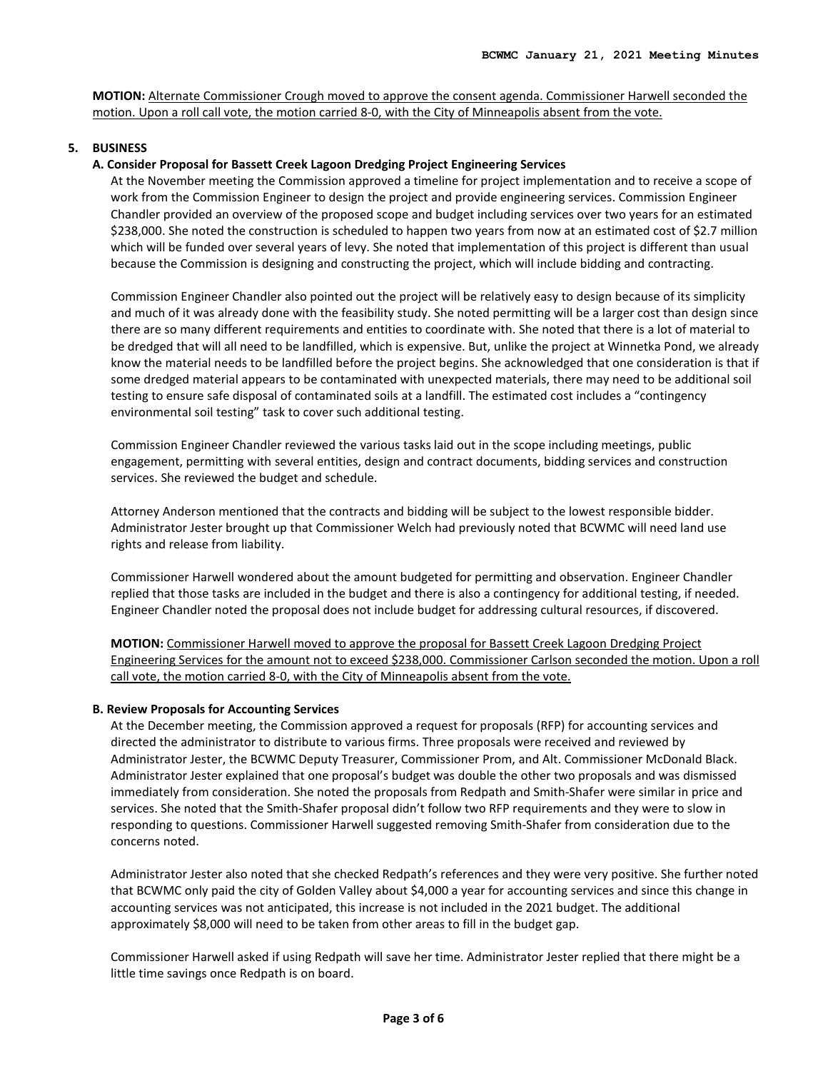**MOTION:** Alternate Commissioner Crough moved to approve the consent agenda. Commissioner Harwell seconded the motion. Upon a roll call vote, the motion carried 8-0, with the City of Minneapolis absent from the vote.

## 5. BUSINESS

### A. Consider Proposal for Bassett Creek Lagoon Dredging Project Engineering Services

At the November meeting the Commission approved a timeline for project implementation and to receive a scope of work from the Commission Engineer to design the project and provide engineering services. Commission Engineer Chandler provided an overview of the proposed scope and budget including services over two years for an estimated $238,000. She noted the construction is scheduled to happen two years from now at an estimated cost of $2.7 million which will be funded over several years of levy. She noted that implementation of this project is different than usual because the Commission is designing and constructing the project, which will include bidding and contracting.

Commission Engineer Chandler also pointed out the project will be relatively easy to design because of its simplicity and much of it was already done with the feasibility study. She noted permitting will be a larger cost than design since there are so many different requirements and entities to coordinate with. She noted that there is a lot of material to be dredged that will all need to be landfilled, which is expensive. But, unlike the project at Winnetka Pond, we already know the material needs to be landfilled before the project begins. She acknowledged that one consideration is that if some dredged material appears to be contaminated with unexpected materials, there may need to be additional soil testing to ensure safe disposal of contaminated soils at a landfill. The estimated cost includes a "contingency environmental soil testing" task to cover such additional testing.

Commission Engineer Chandler reviewed the various tasks laid out in the scope including meetings, public engagement, permitting with several entities, design and contract documents, bidding services and construction services. She reviewed the budget and schedule.

Attorney Anderson mentioned that the contracts and bidding will be subject to the lowest responsible bidder. Administrator Jester brought up that Commissioner Welch had previously noted that BCWMC will need land use rights and release from liability.

Commissioner Harwell wondered about the amount budgeted for permitting and observation. Engineer Chandler replied that those tasks are included in the budget and there is also a contingency for additional testing, if needed. Engineer Chandler noted the proposal does not include budget for addressing cultural resources, if discovered.

**MOTION:** Commissioner Harwell moved to approve the proposal for Bassett Creek Lagoon Dredging Project Engineering Services for the amount not to exceed $238,000. Commissioner Carlson seconded the motion. Upon a roll call vote, the motion carried 8-0, with the City of Minneapolis absent from the vote.

### B. Review Proposals for Accounting Services

At the December meeting, the Commission approved a request for proposals (RFP) for accounting services and directed the administrator to distribute to various firms. Three proposals were received and reviewed by Administrator Jester, the BCWMC Deputy Treasurer, Commissioner Prom, and Alt. Commissioner McDonald Black. Administrator Jester explained that one proposal's budget was double the other two proposals and was dismissed immediately from consideration. She noted the proposals from Redpath and Smith-Shafer were similar in price and services. She noted that the Smith-Shafer proposal didn't follow two RFP requirements and they were to slow in responding to questions. Commissioner Harwell suggested removing Smith-Shafer from consideration due to the concerns noted.

Administrator Jester also noted that she checked Redpath's references and they were very positive. She further noted that BCWMC only paid the city of Golden Valley about $4,000 a year for accounting services and since this change in accounting services was not anticipated, this increase is not included in the 2021 budget. The additional approximately $8,000 will need to be taken from other areas to fill in the budget gap.

Commissioner Harwell asked if using Redpath will save her time. Administrator Jester replied that there might be a little time savings once Redpath is on board.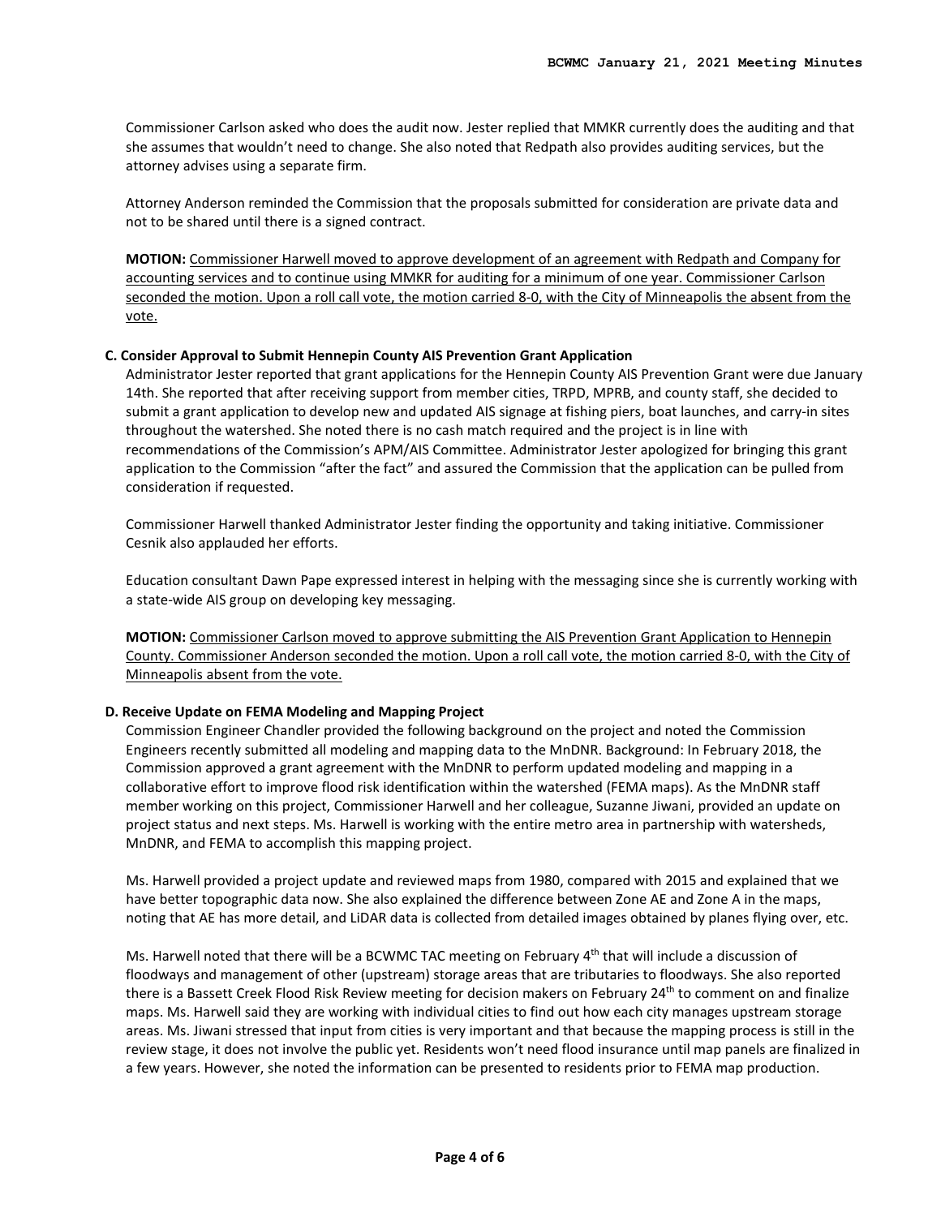Commissioner Carlson asked who does the audit now. Jester replied that MMKR currently does the auditing and that she assumes that wouldn't need to change. She also noted that Redpath also provides auditing services, but the attorney advises using a separate firm.

Attorney Anderson reminded the Commission that the proposals submitted for consideration are private data and not to be shared until there is a signed contract.

**MOTION:** <u>Commissioner Harwell moved to approve development of an agreement with Redpath and Company for accounting services and to continue using MMKR for auditing for a minimum of one year. Commissioner Carlson seconded the motion. Upon a roll call vote, the motion carried 8-0, with the City of Minneapolis the absent from the vote.</u>

**C. Consider Approval to Submit Hennepin County AIS Prevention Grant Application**

Administrator Jester reported that grant applications for the Hennepin County AIS Prevention Grant were due January 14th. She reported that after receiving support from member cities, TRPD, MPRB, and county staff, she decided to submit a grant application to develop new and updated AIS signage at fishing piers, boat launches, and carry-in sites throughout the watershed. She noted there is no cash match required and the project is in line with recommendations of the Commission's APM/AIS Committee. Administrator Jester apologized for bringing this grant application to the Commission "after the fact" and assured the Commission that the application can be pulled from consideration if requested.

Commissioner Harwell thanked Administrator Jester finding the opportunity and taking initiative. Commissioner Cesnik also applauded her efforts.

Education consultant Dawn Pape expressed interest in helping with the messaging since she is currently working with a state-wide AIS group on developing key messaging.

**MOTION:** <u>Commissioner Carlson moved to approve submitting the AIS Prevention Grant Application to Hennepin County. Commissioner Anderson seconded the motion. Upon a roll call vote, the motion carried 8-0, with the City of Minneapolis absent from the vote.</u>

**D. Receive Update on FEMA Modeling and Mapping Project**

Commission Engineer Chandler provided the following background on the project and noted the Commission Engineers recently submitted all modeling and mapping data to the MnDNR. Background: In February 2018, the Commission approved a grant agreement with the MnDNR to perform updated modeling and mapping in a collaborative effort to improve flood risk identification within the watershed (FEMA maps). As the MnDNR staff member working on this project, Commissioner Harwell and her colleague, Suzanne Jiwani, provided an update on project status and next steps. Ms. Harwell is working with the entire metro area in partnership with watersheds, MnDNR, and FEMA to accomplish this mapping project.

Ms. Harwell provided a project update and reviewed maps from 1980, compared with 2015 and explained that we have better topographic data now. She also explained the difference between Zone AE and Zone A in the maps, noting that AE has more detail, and LiDAR data is collected from detailed images obtained by planes flying over, etc.

Ms. Harwell noted that there will be a BCWMC TAC meeting on February 4th that will include a discussion of floodways and management of other (upstream) storage areas that are tributaries to floodways. She also reported there is a Bassett Creek Flood Risk Review meeting for decision makers on February 24th to comment on and finalize maps. Ms. Harwell said they are working with individual cities to find out how each city manages upstream storage areas. Ms. Jiwani stressed that input from cities is very important and that because the mapping process is still in the review stage, it does not involve the public yet. Residents won't need flood insurance until map panels are finalized in a few years. However, she noted the information can be presented to residents prior to FEMA map production.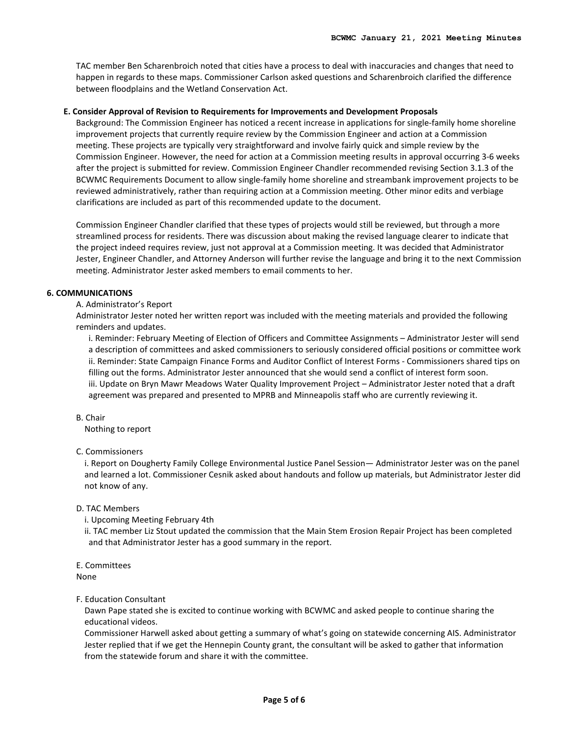TAC member Ben Scharenbroich noted that cities have a process to deal with inaccuracies and changes that need to happen in regards to these maps. Commissioner Carlson asked questions and Scharenbroich clarified the difference between floodplains and the Wetland Conservation Act.

**E. Consider Approval of Revision to Requirements for Improvements and Development Proposals**

Background: The Commission Engineer has noticed a recent increase in applications for single-family home shoreline improvement projects that currently require review by the Commission Engineer and action at a Commission meeting. These projects are typically very straightforward and involve fairly quick and simple review by the Commission Engineer. However, the need for action at a Commission meeting results in approval occurring 3-6 weeks after the project is submitted for review. Commission Engineer Chandler recommended revising Section 3.1.3 of the BCWMC Requirements Document to allow single-family home shoreline and streambank improvement projects to be reviewed administratively, rather than requiring action at a Commission meeting. Other minor edits and verbiage clarifications are included as part of this recommended update to the document.

Commission Engineer Chandler clarified that these types of projects would still be reviewed, but through a more streamlined process for residents. There was discussion about making the revised language clearer to indicate that the project indeed requires review, just not approval at a Commission meeting. It was decided that Administrator Jester, Engineer Chandler, and Attorney Anderson will further revise the language and bring it to the next Commission meeting. Administrator Jester asked members to email comments to her.

**6. COMMUNICATIONS**

A. Administrator's Report

Administrator Jester noted her written report was included with the meeting materials and provided the following reminders and updates.

i. Reminder: February Meeting of Election of Officers and Committee Assignments – Administrator Jester will send a description of committees and asked commissioners to seriously considered official positions or committee work
ii. Reminder: State Campaign Finance Forms and Auditor Conflict of Interest Forms - Commissioners shared tips on filling out the forms. Administrator Jester announced that she would send a conflict of interest form soon.
iii. Update on Bryn Mawr Meadows Water Quality Improvement Project – Administrator Jester noted that a draft agreement was prepared and presented to MPRB and Minneapolis staff who are currently reviewing it.

B. Chair

Nothing to report

C. Commissioners

i. Report on Dougherty Family College Environmental Justice Panel Session— Administrator Jester was on the panel and learned a lot. Commissioner Cesnik asked about handouts and follow up materials, but Administrator Jester did not know of any.

D. TAC Members

i. Upcoming Meeting February 4th
ii. TAC member Liz Stout updated the commission that the Main Stem Erosion Repair Project has been completed and that Administrator Jester has a good summary in the report.

E. Committees

None

F. Education Consultant

Dawn Pape stated she is excited to continue working with BCWMC and asked people to continue sharing the educational videos.

Commissioner Harwell asked about getting a summary of what's going on statewide concerning AIS. Administrator Jester replied that if we get the Hennepin County grant, the consultant will be asked to gather that information from the statewide forum and share it with the committee.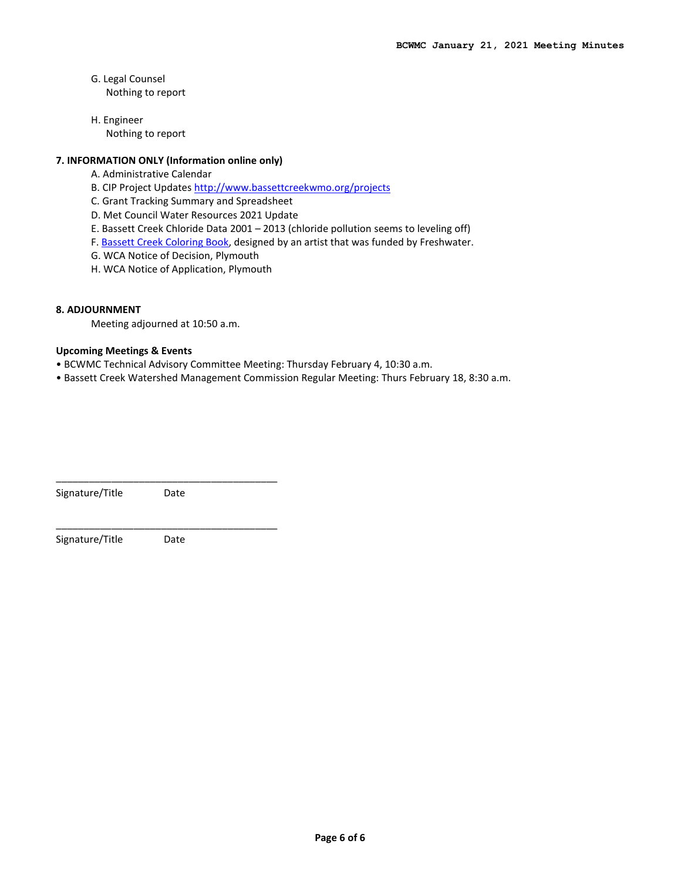G. Legal Counsel
Nothing to report

H. Engineer
Nothing to report

**7. INFORMATION ONLY (Information online only)**

A. Administrative Calendar
B. CIP Project Updates http://www.bassettcreekwmo.org/projects
C. Grant Tracking Summary and Spreadsheet
D. Met Council Water Resources 2021 Update
E. Bassett Creek Chloride Data 2001 – 2013 (chloride pollution seems to leveling off)
F. Bassett Creek Coloring Book, designed by an artist that was funded by Freshwater.
G. WCA Notice of Decision, Plymouth
H. WCA Notice of Application, Plymouth

**8. ADJOURNMENT**

Meeting adjourned at 10:50 a.m.

**Upcoming Meetings & Events**

- BCWMC Technical Advisory Committee Meeting: Thursday February 4, 10:30 a.m.
- Bassett Creek Watershed Management Commission Regular Meeting: Thurs February 18, 8:30 a.m.

\_\_\_\_\_\_\_\_\_\_\_\_\_\_\_\_\_\_\_\_\_\_\_\_\_\_\_\_\_\_\_\_\_\_\_\_\_\_\_\_\_\_\_

Signature/Title    Date

\_\_\_\_\_\_\_\_\_\_\_\_\_\_\_\_\_\_\_\_\_\_\_\_\_\_\_\_\_\_\_\_\_\_\_\_\_\_\_\_\_\_\_

Signature/Title    Date